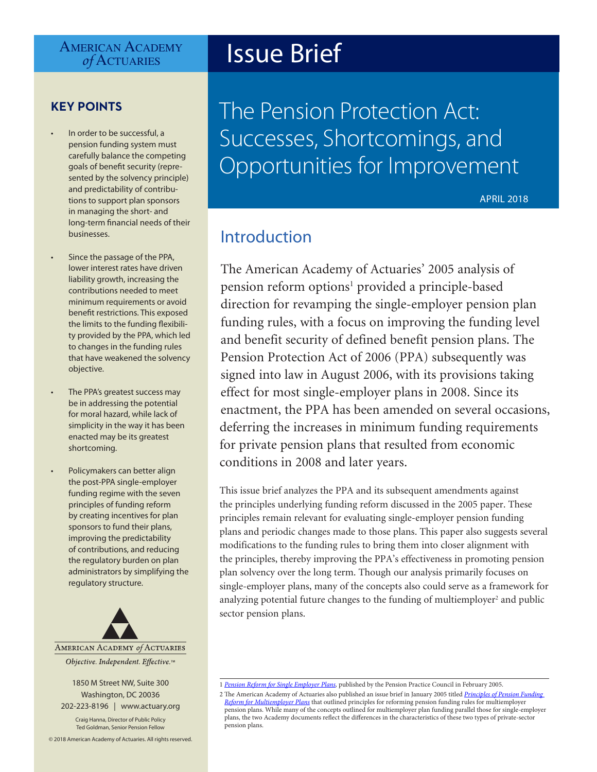AMERICAN ACADEMY *of* ACTUARIES

# Issue Brief

## The Pension Protection Act: Successes, Shortcomings, and Opportunities for Improvement

APRIL 2018

### KEY POINTS

- In order to be successful, a pension funding system must carefully balance the competing goals of benefit security (represented by the solvency principle) and predictability of contributions to support plan sponsors in managing the short- and long-term financial needs of their businesses.
- Since the passage of the PPA, lower interest rates have driven liability growth, increasing the contributions needed to meet minimum requirements or avoid benefit restrictions. This exposed the limits to the funding flexibility provided by the PPA, which led to changes in the funding rules that have weakened the solvency objective.
- The PPA's greatest success may be in addressing the potential for moral hazard, while lack of simplicity in the way it has been enacted may be its greatest shortcoming.
- Policymakers can better align the post-PPA single-employer funding regime with the seven principles of funding reform by creating incentives for plan sponsors to fund their plans, improving the predictability of contributions, and reducing the regulatory burden on plan administrators by simplifying the regulatory structure.

AMERICAN ACADEMY *of* ACTUARIES

*Objective. Independent. Effective.™*

1850 M Street NW, Suite 300
Washington, DC 20036
202-223-8196 | www.actuary.org

Craig Hanna, Director of Public Policy
Ted Goldman, Senior Pension Fellow

© 2018 American Academy of Actuaries. All rights reserved.

## Introduction

The American Academy of Actuaries' 2005 analysis of pension reform options[1] provided a principle-based direction for revamping the single-employer pension plan funding rules, with a focus on improving the funding level and benefit security of defined benefit pension plans. The Pension Protection Act of 2006 (PPA) subsequently was signed into law in August 2006, with its provisions taking effect for most single-employer plans in 2008. Since its enactment, the PPA has been amended on several occasions, deferring the increases in minimum funding requirements for private pension plans that resulted from economic conditions in 2008 and later years.

This issue brief analyzes the PPA and its subsequent amendments against the principles underlying funding reform discussed in the 2005 paper. These principles remain relevant for evaluating single-employer pension funding plans and periodic changes made to those plans. This paper also suggests several modifications to the funding rules to bring them into closer alignment with the principles, thereby improving the PPA's effectiveness in promoting pension plan solvency over the long term. Though our analysis primarily focuses on single-employer plans, many of the concepts also could serve as a framework for analyzing potential future changes to the funding of multiemployer[2] and public sector pension plans.

---

1 *Pension Reform for Single Employer Plans*, published by the Pension Practice Council in February 2005.

2 The American Academy of Actuaries also published an issue brief in January 2005 titled *Principles of Pension Funding Reform for Multiemployer Plans* that outlined principles for reforming pension funding rules for multiemployer pension plans. While many of the concepts outlined for multiemployer plan funding parallel those for single-employer plans, the two Academy documents reflect the differences in the characteristics of these two types of private-sector pension plans.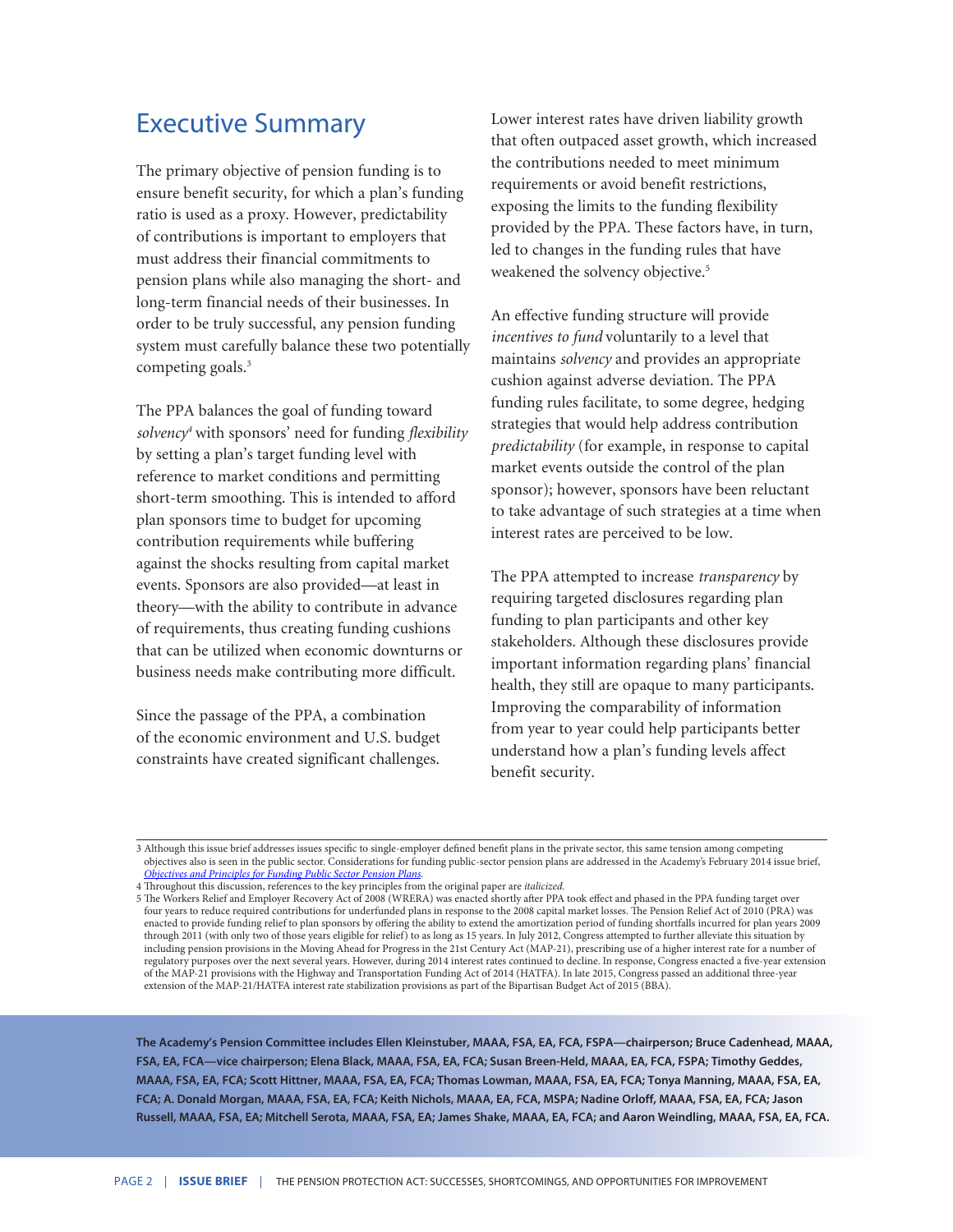## Executive Summary

The primary objective of pension funding is to ensure benefit security, for which a plan's funding ratio is used as a proxy. However, predictability of contributions is important to employers that must address their financial commitments to pension plans while also managing the short- and long-term financial needs of their businesses. In order to be truly successful, any pension funding system must carefully balance these two potentially competing goals.[3]

The PPA balances the goal of funding toward *solvency*[4] with sponsors' need for funding *flexibility* by setting a plan's target funding level with reference to market conditions and permitting short-term smoothing. This is intended to afford plan sponsors time to budget for upcoming contribution requirements while buffering against the shocks resulting from capital market events. Sponsors are also provided—at least in theory—with the ability to contribute in advance of requirements, thus creating funding cushions that can be utilized when economic downturns or business needs make contributing more difficult.

Since the passage of the PPA, a combination of the economic environment and U.S. budget constraints have created significant challenges. Lower interest rates have driven liability growth that often outpaced asset growth, which increased the contributions needed to meet minimum requirements or avoid benefit restrictions, exposing the limits to the funding flexibility provided by the PPA. These factors have, in turn, led to changes in the funding rules that have weakened the solvency objective.[5]

An effective funding structure will provide *incentives to fund* voluntarily to a level that maintains *solvency* and provides an appropriate cushion against adverse deviation. The PPA funding rules facilitate, to some degree, hedging strategies that would help address contribution *predictability* (for example, in response to capital market events outside the control of the plan sponsor); however, sponsors have been reluctant to take advantage of such strategies at a time when interest rates are perceived to be low.

The PPA attempted to increase *transparency* by requiring targeted disclosures regarding plan funding to plan participants and other key stakeholders. Although these disclosures provide important information regarding plans' financial health, they still are opaque to many participants. Improving the comparability of information from year to year could help participants better understand how a plan's funding levels affect benefit security.

---

3 Although this issue brief addresses issues specific to single-employer defined benefit plans in the private sector, this same tension among competing objectives also is seen in the public sector. Considerations for funding public-sector pension plans are addressed in the Academy's February 2014 issue brief, *Objectives and Principles for Funding Public Sector Pension Plans*.

4 Throughout this discussion, references to the key principles from the original paper are *italicized*.

5 The Workers Relief and Employer Recovery Act of 2008 (WRERA) was enacted shortly after PPA took effect and phased in the PPA funding target over four years to reduce required contributions for underfunded plans in response to the 2008 capital market losses. The Pension Relief Act of 2010 (PRA) was enacted to provide funding relief to plan sponsors by offering the ability to extend the amortization period of funding shortfalls incurred for plan years 2009 through 2011 (with only two of those years eligible for relief) to as long as 15 years. In July 2012, Congress attempted to further alleviate this situation by including pension provisions in the Moving Ahead for Progress in the 21st Century Act (MAP-21), prescribing use of a higher interest rate for a number of regulatory purposes over the next several years. However, during 2014 interest rates continued to decline. In response, Congress enacted a five-year extension of the MAP-21 provisions with the Highway and Transportation Funding Act of 2014 (HATFA). In late 2015, Congress passed an additional three-year extension of the MAP-21/HATFA interest rate stabilization provisions as part of the Bipartisan Budget Act of 2015 (BBA).

**The Academy's Pension Committee includes Ellen Kleinstuber, MAAA, FSA, EA, FCA, FSPA—chairperson; Bruce Cadenhead, MAAA, FSA, EA, FCA—vice chairperson; Elena Black, MAAA, FSA, EA, FCA; Susan Breen-Held, MAAA, EA, FCA, FSPA; Timothy Geddes, MAAA, FSA, EA, FCA; Scott Hittner, MAAA, FSA, EA, FCA; Thomas Lowman, MAAA, FSA, EA, FCA; Tonya Manning, MAAA, FSA, EA, FCA; A. Donald Morgan, MAAA, FSA, EA, FCA; Keith Nichols, MAAA, EA, FCA, MSPA; Nadine Orloff, MAAA, FSA, EA, FCA; Jason Russell, MAAA, FSA, EA; Mitchell Serota, MAAA, FSA, EA; James Shake, MAAA, EA, FCA; and Aaron Weindling, MAAA, FSA, EA, FCA.**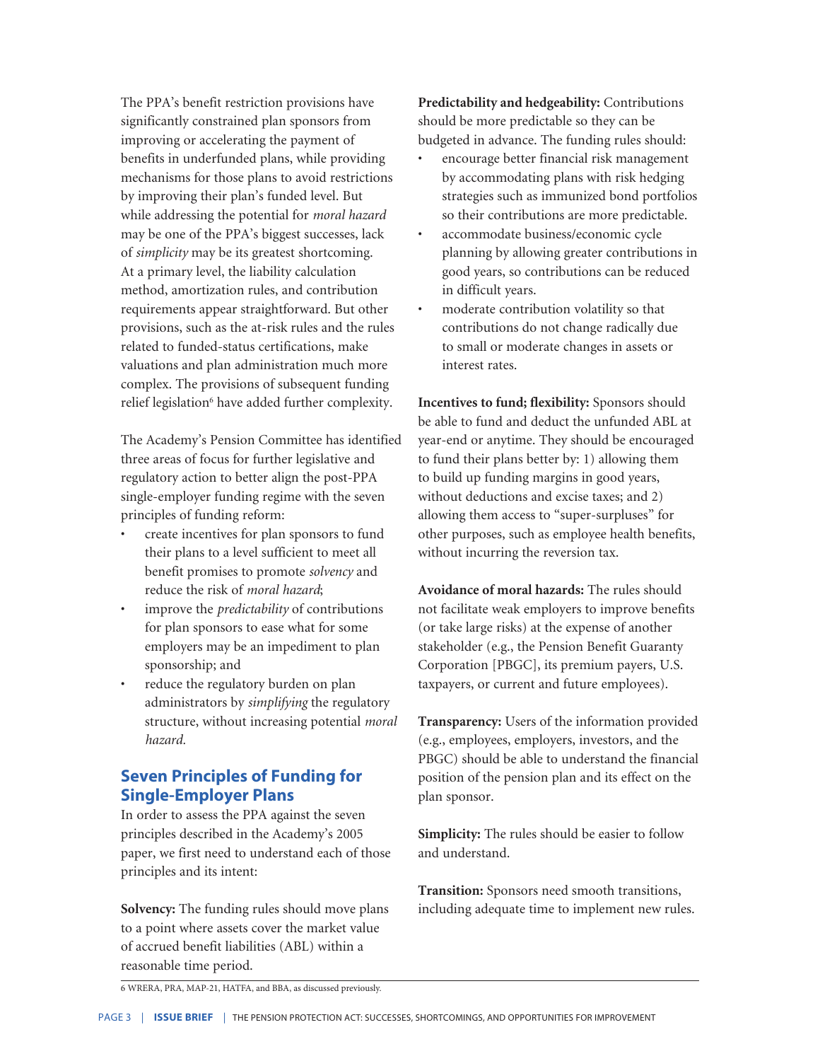The PPA's benefit restriction provisions have significantly constrained plan sponsors from improving or accelerating the payment of benefits in underfunded plans, while providing mechanisms for those plans to avoid restrictions by improving their plan's funded level. But while addressing the potential for *moral hazard* may be one of the PPA's biggest successes, lack of *simplicity* may be its greatest shortcoming. At a primary level, the liability calculation method, amortization rules, and contribution requirements appear straightforward. But other provisions, such as the at-risk rules and the rules related to funded-status certifications, make valuations and plan administration much more complex. The provisions of subsequent funding relief legislation[6] have added further complexity.

The Academy's Pension Committee has identified three areas of focus for further legislative and regulatory action to better align the post-PPA single-employer funding regime with the seven principles of funding reform:

- create incentives for plan sponsors to fund their plans to a level sufficient to meet all benefit promises to promote *solvency* and reduce the risk of *moral hazard*;
- improve the *predictability* of contributions for plan sponsors to ease what for some employers may be an impediment to plan sponsorship; and
- reduce the regulatory burden on plan administrators by *simplifying* the regulatory structure, without increasing potential *moral hazard.*

## Seven Principles of Funding for Single-Employer Plans

In order to assess the PPA against the seven principles described in the Academy's 2005 paper, we first need to understand each of those principles and its intent:

**Solvency:** The funding rules should move plans to a point where assets cover the market value of accrued benefit liabilities (ABL) within a reasonable time period.

**Predictability and hedgeability:** Contributions should be more predictable so they can be budgeted in advance. The funding rules should:

- encourage better financial risk management by accommodating plans with risk hedging strategies such as immunized bond portfolios so their contributions are more predictable.
- accommodate business/economic cycle planning by allowing greater contributions in good years, so contributions can be reduced in difficult years.
- moderate contribution volatility so that contributions do not change radically due to small or moderate changes in assets or interest rates.

**Incentives to fund; flexibility:** Sponsors should be able to fund and deduct the unfunded ABL at year-end or anytime. They should be encouraged to fund their plans better by: 1) allowing them to build up funding margins in good years, without deductions and excise taxes; and 2) allowing them access to "super-surpluses" for other purposes, such as employee health benefits, without incurring the reversion tax.

**Avoidance of moral hazards:** The rules should not facilitate weak employers to improve benefits (or take large risks) at the expense of another stakeholder (e.g., the Pension Benefit Guaranty Corporation [PBGC], its premium payers, U.S. taxpayers, or current and future employees).

**Transparency:** Users of the information provided (e.g., employees, employers, investors, and the PBGC) should be able to understand the financial position of the pension plan and its effect on the plan sponsor.

**Simplicity:** The rules should be easier to follow and understand.

**Transition:** Sponsors need smooth transitions, including adequate time to implement new rules.

[6] WRERA, PRA, MAP-21, HATFA, and BBA, as discussed previously.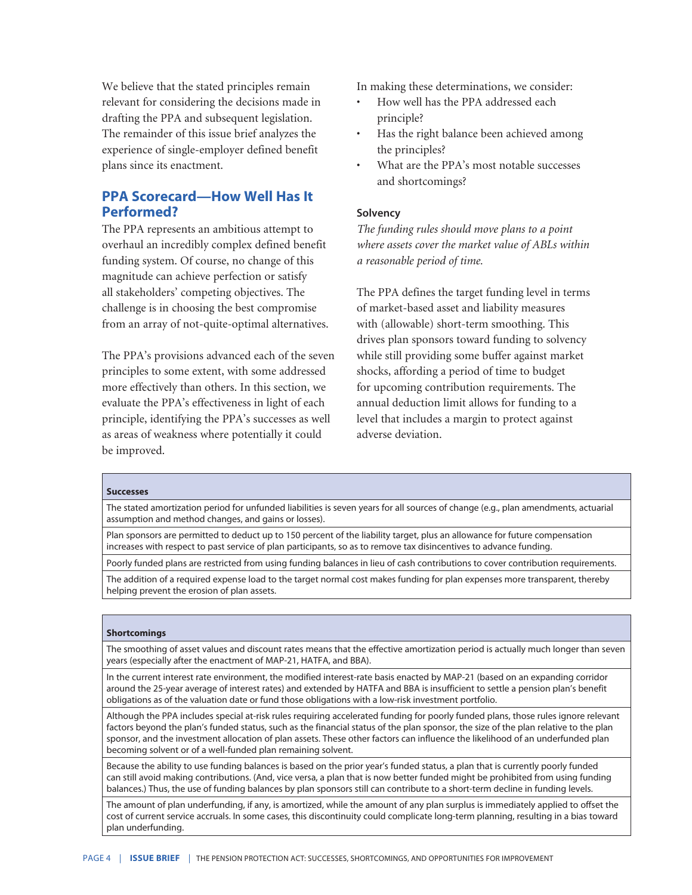We believe that the stated principles remain relevant for considering the decisions made in drafting the PPA and subsequent legislation. The remainder of this issue brief analyzes the experience of single-employer defined benefit plans since its enactment.

## PPA Scorecard—How Well Has It Performed?

The PPA represents an ambitious attempt to overhaul an incredibly complex defined benefit funding system. Of course, no change of this magnitude can achieve perfection or satisfy all stakeholders' competing objectives. The challenge is in choosing the best compromise from an array of not-quite-optimal alternatives.

The PPA's provisions advanced each of the seven principles to some extent, with some addressed more effectively than others. In this section, we evaluate the PPA's effectiveness in light of each principle, identifying the PPA's successes as well as areas of weakness where potentially it could be improved.

In making these determinations, we consider:

- How well has the PPA addressed each principle?
- Has the right balance been achieved among the principles?
- What are the PPA's most notable successes and shortcomings?

### Solvency

*The funding rules should move plans to a point where assets cover the market value of ABLs within a reasonable period of time.*

The PPA defines the target funding level in terms of market-based asset and liability measures with (allowable) short-term smoothing. This drives plan sponsors toward funding to solvency while still providing some buffer against market shocks, affording a period of time to budget for upcoming contribution requirements. The annual deduction limit allows for funding to a level that includes a margin to protect against adverse deviation.

| **Successes** |
|---|
| The stated amortization period for unfunded liabilities is seven years for all sources of change (e.g., plan amendments, actuarial assumption and method changes, and gains or losses). |
| Plan sponsors are permitted to deduct up to 150 percent of the liability target, plus an allowance for future compensation increases with respect to past service of plan participants, so as to remove tax disincentives to advance funding. |
| Poorly funded plans are restricted from using funding balances in lieu of cash contributions to cover contribution requirements. |
| The addition of a required expense load to the target normal cost makes funding for plan expenses more transparent, thereby helping prevent the erosion of plan assets. |

| **Shortcomings** |
|---|
| The smoothing of asset values and discount rates means that the effective amortization period is actually much longer than seven years (especially after the enactment of MAP-21, HATFA, and BBA). |
| In the current interest rate environment, the modified interest-rate basis enacted by MAP-21 (based on an expanding corridor around the 25-year average of interest rates) and extended by HATFA and BBA is insufficient to settle a pension plan's benefit obligations as of the valuation date or fund those obligations with a low-risk investment portfolio. |
| Although the PPA includes special at-risk rules requiring accelerated funding for poorly funded plans, those rules ignore relevant factors beyond the plan's funded status, such as the financial status of the plan sponsor, the size of the plan relative to the plan sponsor, and the investment allocation of plan assets. These other factors can influence the likelihood of an underfunded plan becoming solvent or of a well-funded plan remaining solvent. |
| Because the ability to use funding balances is based on the prior year's funded status, a plan that is currently poorly funded can still avoid making contributions. (And, vice versa, a plan that is now better funded might be prohibited from using funding balances.) Thus, the use of funding balances by plan sponsors still can contribute to a short-term decline in funding levels. |
| The amount of plan underfunding, if any, is amortized, while the amount of any plan surplus is immediately applied to offset the cost of current service accruals. In some cases, this discontinuity could complicate long-term planning, resulting in a bias toward plan underfunding. |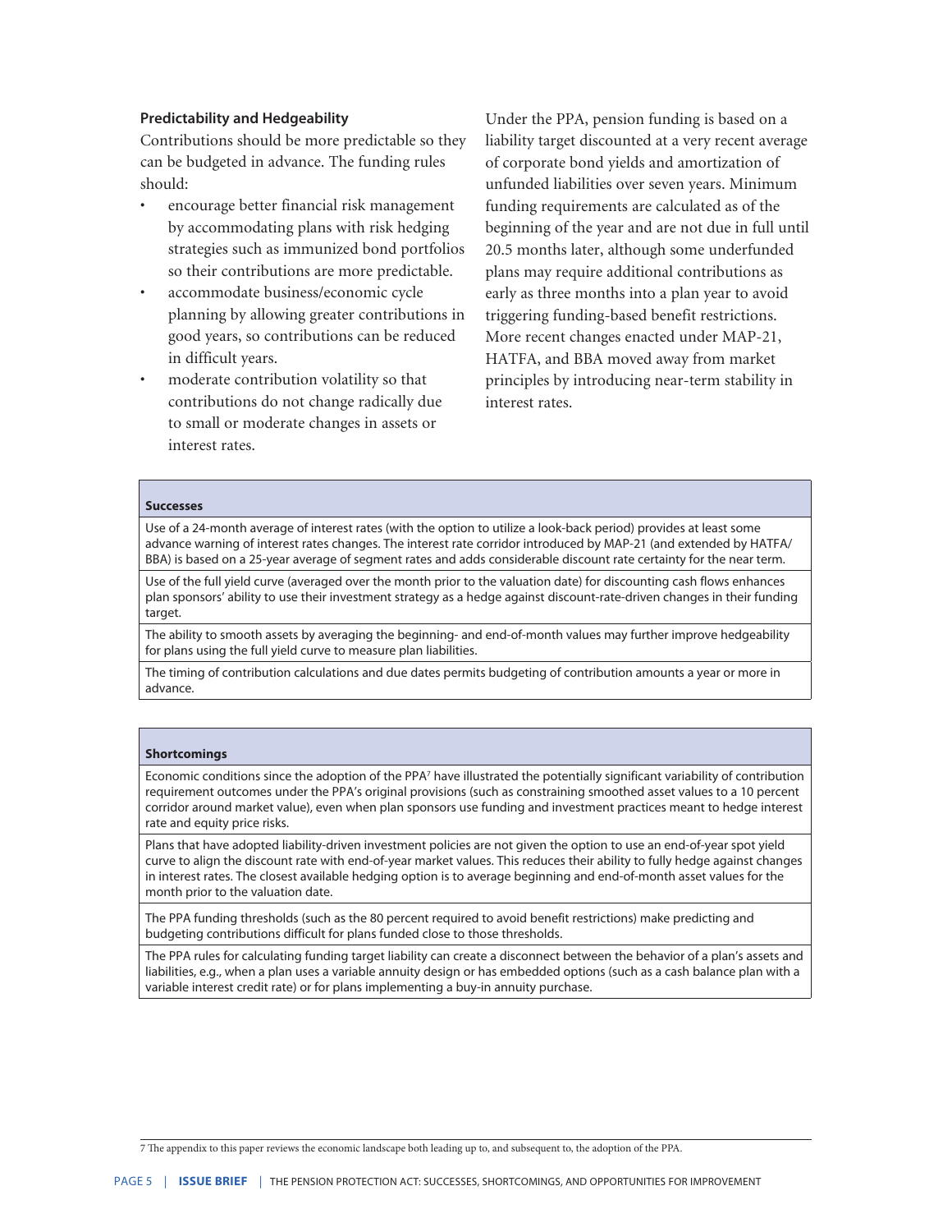### Predictability and Hedgeability

Contributions should be more predictable so they can be budgeted in advance. The funding rules should:

- encourage better financial risk management by accommodating plans with risk hedging strategies such as immunized bond portfolios so their contributions are more predictable.
- accommodate business/economic cycle planning by allowing greater contributions in good years, so contributions can be reduced in difficult years.
- moderate contribution volatility so that contributions do not change radically due to small or moderate changes in assets or interest rates.

Under the PPA, pension funding is based on a liability target discounted at a very recent average of corporate bond yields and amortization of unfunded liabilities over seven years. Minimum funding requirements are calculated as of the beginning of the year and are not due in full until 20.5 months later, although some underfunded plans may require additional contributions as early as three months into a plan year to avoid triggering funding-based benefit restrictions. More recent changes enacted under MAP-21, HATFA, and BBA moved away from market principles by introducing near-term stability in interest rates.

| Successes |
| --- |
| Use of a 24-month average of interest rates (with the option to utilize a look-back period) provides at least some advance warning of interest rates changes. The interest rate corridor introduced by MAP-21 (and extended by HATFA/BBA) is based on a 25-year average of segment rates and adds considerable discount rate certainty for the near term. |
| Use of the full yield curve (averaged over the month prior to the valuation date) for discounting cash flows enhances plan sponsors' ability to use their investment strategy as a hedge against discount-rate-driven changes in their funding target. |
| The ability to smooth assets by averaging the beginning- and end-of-month values may further improve hedgeability for plans using the full yield curve to measure plan liabilities. |
| The timing of contribution calculations and due dates permits budgeting of contribution amounts a year or more in advance. |

| Shortcomings |
| --- |
| Economic conditions since the adoption of the PPA[7] have illustrated the potentially significant variability of contribution requirement outcomes under the PPA's original provisions (such as constraining smoothed asset values to a 10 percent corridor around market value), even when plan sponsors use funding and investment practices meant to hedge interest rate and equity price risks. |
| Plans that have adopted liability-driven investment policies are not given the option to use an end-of-year spot yield curve to align the discount rate with end-of-year market values. This reduces their ability to fully hedge against changes in interest rates. The closest available hedging option is to average beginning and end-of-month asset values for the month prior to the valuation date. |
| The PPA funding thresholds (such as the 80 percent required to avoid benefit restrictions) make predicting and budgeting contributions difficult for plans funded close to those thresholds. |
| The PPA rules for calculating funding target liability can create a disconnect between the behavior of a plan's assets and liabilities, e.g., when a plan uses a variable annuity design or has embedded options (such as a cash balance plan with a variable interest credit rate) or for plans implementing a buy-in annuity purchase. |

7 The appendix to this paper reviews the economic landscape both leading up to, and subsequent to, the adoption of the PPA.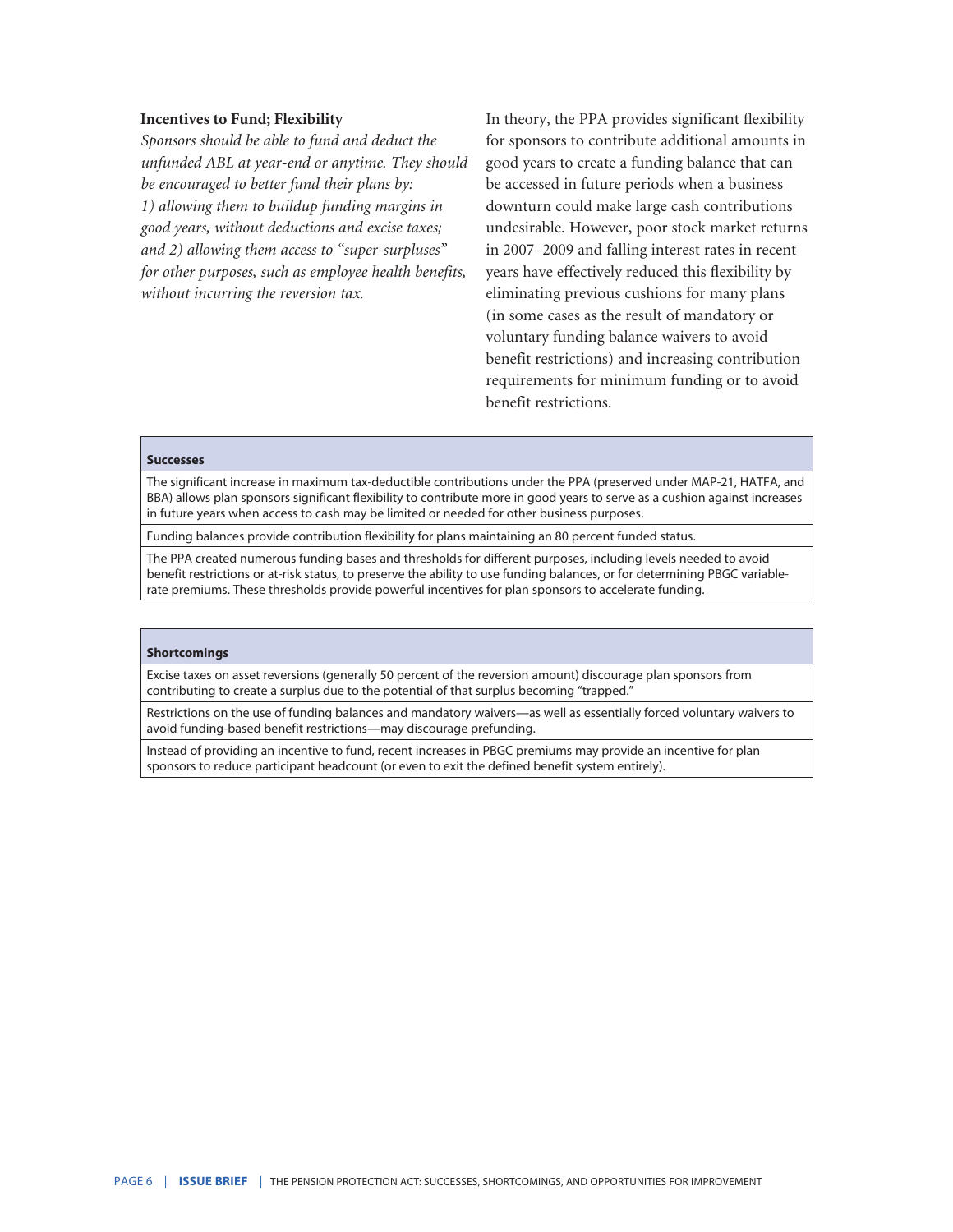### Incentives to Fund; Flexibility

*Sponsors should be able to fund and deduct the unfunded ABL at year-end or anytime. They should be encouraged to better fund their plans by: 1) allowing them to buildup funding margins in good years, without deductions and excise taxes; and 2) allowing them access to "super-surpluses" for other purposes, such as employee health benefits, without incurring the reversion tax.*

In theory, the PPA provides significant flexibility for sponsors to contribute additional amounts in good years to create a funding balance that can be accessed in future periods when a business downturn could make large cash contributions undesirable. However, poor stock market returns in 2007–2009 and falling interest rates in recent years have effectively reduced this flexibility by eliminating previous cushions for many plans (in some cases as the result of mandatory or voluntary funding balance waivers to avoid benefit restrictions) and increasing contribution requirements for minimum funding or to avoid benefit restrictions.

| **Successes** |
| --- |
| The significant increase in maximum tax-deductible contributions under the PPA (preserved under MAP-21, HATFA, and BBA) allows plan sponsors significant flexibility to contribute more in good years to serve as a cushion against increases in future years when access to cash may be limited or needed for other business purposes. |
| Funding balances provide contribution flexibility for plans maintaining an 80 percent funded status. |
| The PPA created numerous funding bases and thresholds for different purposes, including levels needed to avoid benefit restrictions or at-risk status, to preserve the ability to use funding balances, or for determining PBGC variable-rate premiums. These thresholds provide powerful incentives for plan sponsors to accelerate funding. |

| **Shortcomings** |
| --- |
| Excise taxes on asset reversions (generally 50 percent of the reversion amount) discourage plan sponsors from contributing to create a surplus due to the potential of that surplus becoming "trapped." |
| Restrictions on the use of funding balances and mandatory waivers—as well as essentially forced voluntary waivers to avoid funding-based benefit restrictions—may discourage prefunding. |
| Instead of providing an incentive to fund, recent increases in PBGC premiums may provide an incentive for plan sponsors to reduce participant headcount (or even to exit the defined benefit system entirely). |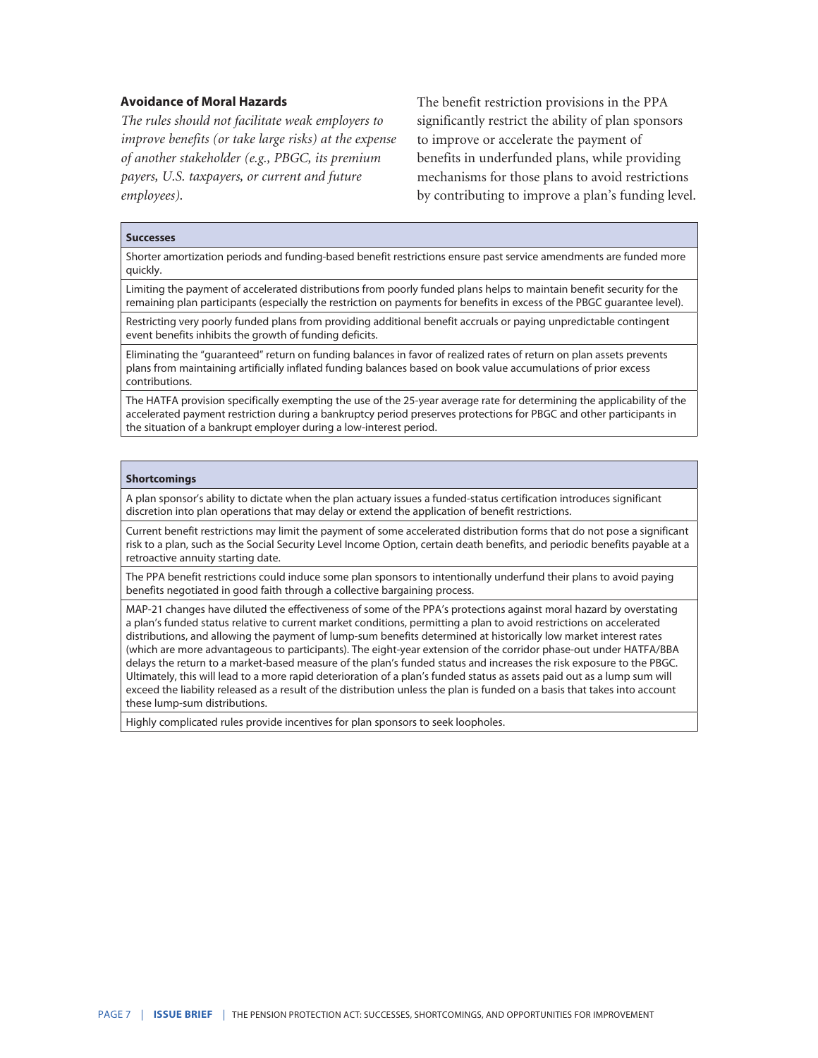### Avoidance of Moral Hazards

*The rules should not facilitate weak employers to improve benefits (or take large risks) at the expense of another stakeholder (e.g., PBGC, its premium payers, U.S. taxpayers, or current and future employees).*

The benefit restriction provisions in the PPA significantly restrict the ability of plan sponsors to improve or accelerate the payment of benefits in underfunded plans, while providing mechanisms for those plans to avoid restrictions by contributing to improve a plan's funding level.

| Successes |
|---|
| Shorter amortization periods and funding-based benefit restrictions ensure past service amendments are funded more quickly. |
| Limiting the payment of accelerated distributions from poorly funded plans helps to maintain benefit security for the remaining plan participants (especially the restriction on payments for benefits in excess of the PBGC guarantee level). |
| Restricting very poorly funded plans from providing additional benefit accruals or paying unpredictable contingent event benefits inhibits the growth of funding deficits. |
| Eliminating the "guaranteed" return on funding balances in favor of realized rates of return on plan assets prevents plans from maintaining artificially inflated funding balances based on book value accumulations of prior excess contributions. |
| The HATFA provision specifically exempting the use of the 25-year average rate for determining the applicability of the accelerated payment restriction during a bankruptcy period preserves protections for PBGC and other participants in the situation of a bankrupt employer during a low-interest period. |

| Shortcomings |
|---|
| A plan sponsor's ability to dictate when the plan actuary issues a funded-status certification introduces significant discretion into plan operations that may delay or extend the application of benefit restrictions. |
| Current benefit restrictions may limit the payment of some accelerated distribution forms that do not pose a significant risk to a plan, such as the Social Security Level Income Option, certain death benefits, and periodic benefits payable at a retroactive annuity starting date. |
| The PPA benefit restrictions could induce some plan sponsors to intentionally underfund their plans to avoid paying benefits negotiated in good faith through a collective bargaining process. |
| MAP-21 changes have diluted the effectiveness of some of the PPA's protections against moral hazard by overstating a plan's funded status relative to current market conditions, permitting a plan to avoid restrictions on accelerated distributions, and allowing the payment of lump-sum benefits determined at historically low market interest rates (which are more advantageous to participants). The eight-year extension of the corridor phase-out under HATFA/BBA delays the return to a market-based measure of the plan's funded status and increases the risk exposure to the PBGC. Ultimately, this will lead to a more rapid deterioration of a plan's funded status as assets paid out as a lump sum will exceed the liability released as a result of the distribution unless the plan is funded on a basis that takes into account these lump-sum distributions. |
| Highly complicated rules provide incentives for plan sponsors to seek loopholes. |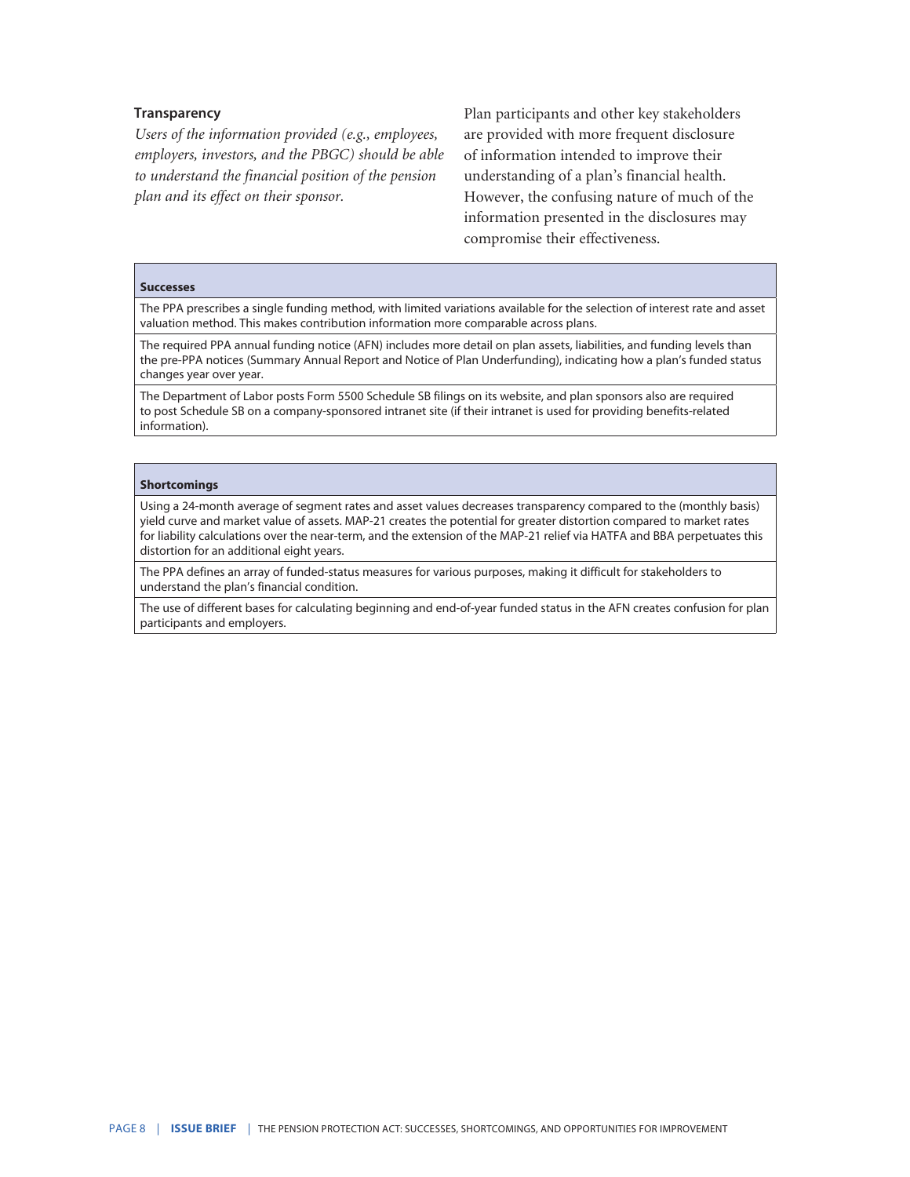### Transparency

*Users of the information provided (e.g., employees, employers, investors, and the PBGC) should be able to understand the financial position of the pension plan and its effect on their sponsor.*

Plan participants and other key stakeholders are provided with more frequent disclosure of information intended to improve their understanding of a plan's financial health. However, the confusing nature of much of the information presented in the disclosures may compromise their effectiveness.

| **Successes** |
| --- |
| The PPA prescribes a single funding method, with limited variations available for the selection of interest rate and asset valuation method. This makes contribution information more comparable across plans. |
| The required PPA annual funding notice (AFN) includes more detail on plan assets, liabilities, and funding levels than the pre-PPA notices (Summary Annual Report and Notice of Plan Underfunding), indicating how a plan's funded status changes year over year. |
| The Department of Labor posts Form 5500 Schedule SB filings on its website, and plan sponsors also are required to post Schedule SB on a company-sponsored intranet site (if their intranet is used for providing benefits-related information). |

| **Shortcomings** |
| --- |
| Using a 24-month average of segment rates and asset values decreases transparency compared to the (monthly basis) yield curve and market value of assets. MAP-21 creates the potential for greater distortion compared to market rates for liability calculations over the near-term, and the extension of the MAP-21 relief via HATFA and BBA perpetuates this distortion for an additional eight years. |
| The PPA defines an array of funded-status measures for various purposes, making it difficult for stakeholders to understand the plan's financial condition. |
| The use of different bases for calculating beginning and end-of-year funded status in the AFN creates confusion for plan participants and employers. |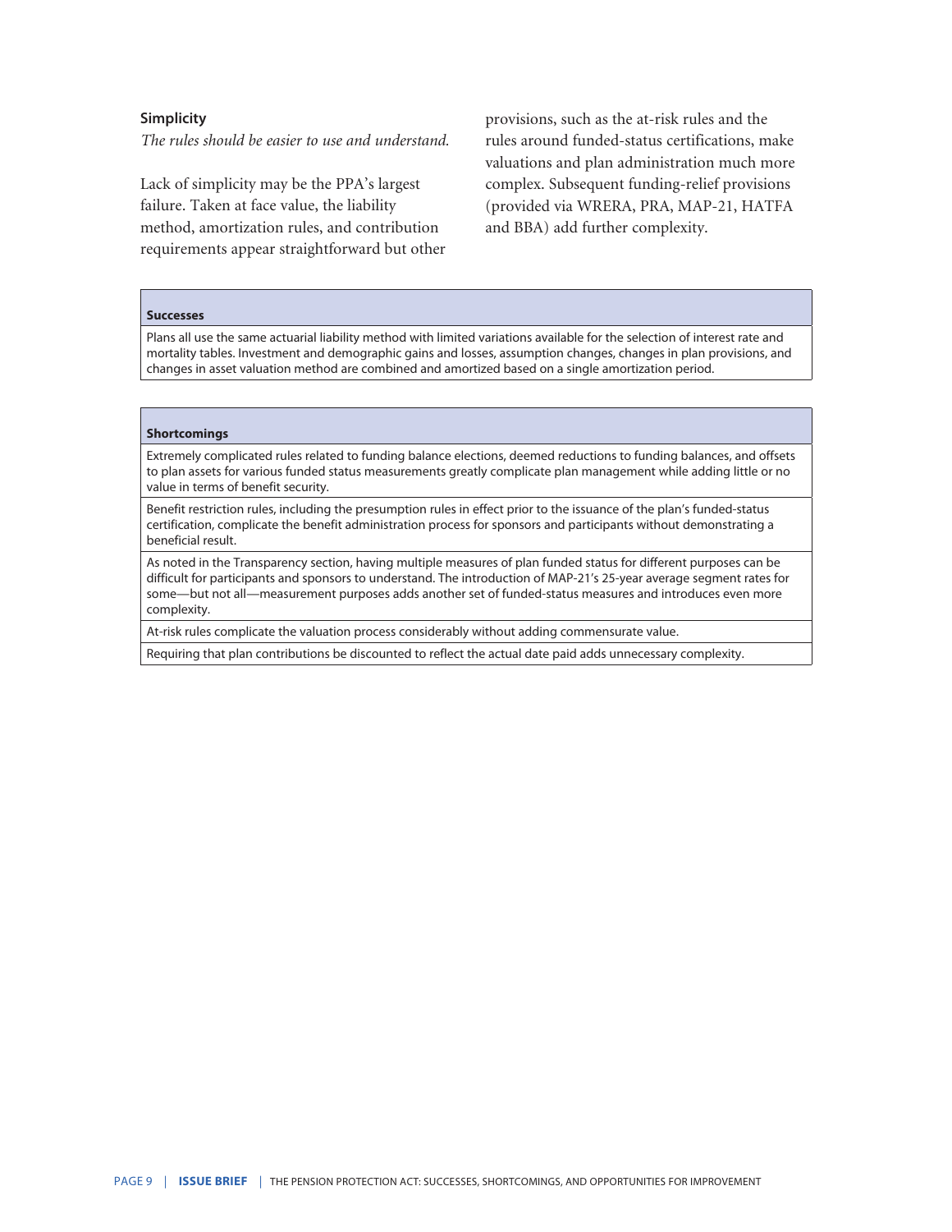### Simplicity

*The rules should be easier to use and understand.*

Lack of simplicity may be the PPA's largest failure. Taken at face value, the liability method, amortization rules, and contribution requirements appear straightforward but other provisions, such as the at-risk rules and the rules around funded-status certifications, make valuations and plan administration much more complex. Subsequent funding-relief provisions (provided via WRERA, PRA, MAP-21, HATFA and BBA) add further complexity.

| **Successes** |
|---|
| Plans all use the same actuarial liability method with limited variations available for the selection of interest rate and mortality tables. Investment and demographic gains and losses, assumption changes, changes in plan provisions, and changes in asset valuation method are combined and amortized based on a single amortization period. |

| **Shortcomings** |
|---|
| Extremely complicated rules related to funding balance elections, deemed reductions to funding balances, and offsets to plan assets for various funded status measurements greatly complicate plan management while adding little or no value in terms of benefit security. |
| Benefit restriction rules, including the presumption rules in effect prior to the issuance of the plan's funded-status certification, complicate the benefit administration process for sponsors and participants without demonstrating a beneficial result. |
| As noted in the Transparency section, having multiple measures of plan funded status for different purposes can be difficult for participants and sponsors to understand. The introduction of MAP-21's 25-year average segment rates for some—but not all—measurement purposes adds another set of funded-status measures and introduces even more complexity. |
| At-risk rules complicate the valuation process considerably without adding commensurate value. |
| Requiring that plan contributions be discounted to reflect the actual date paid adds unnecessary complexity. |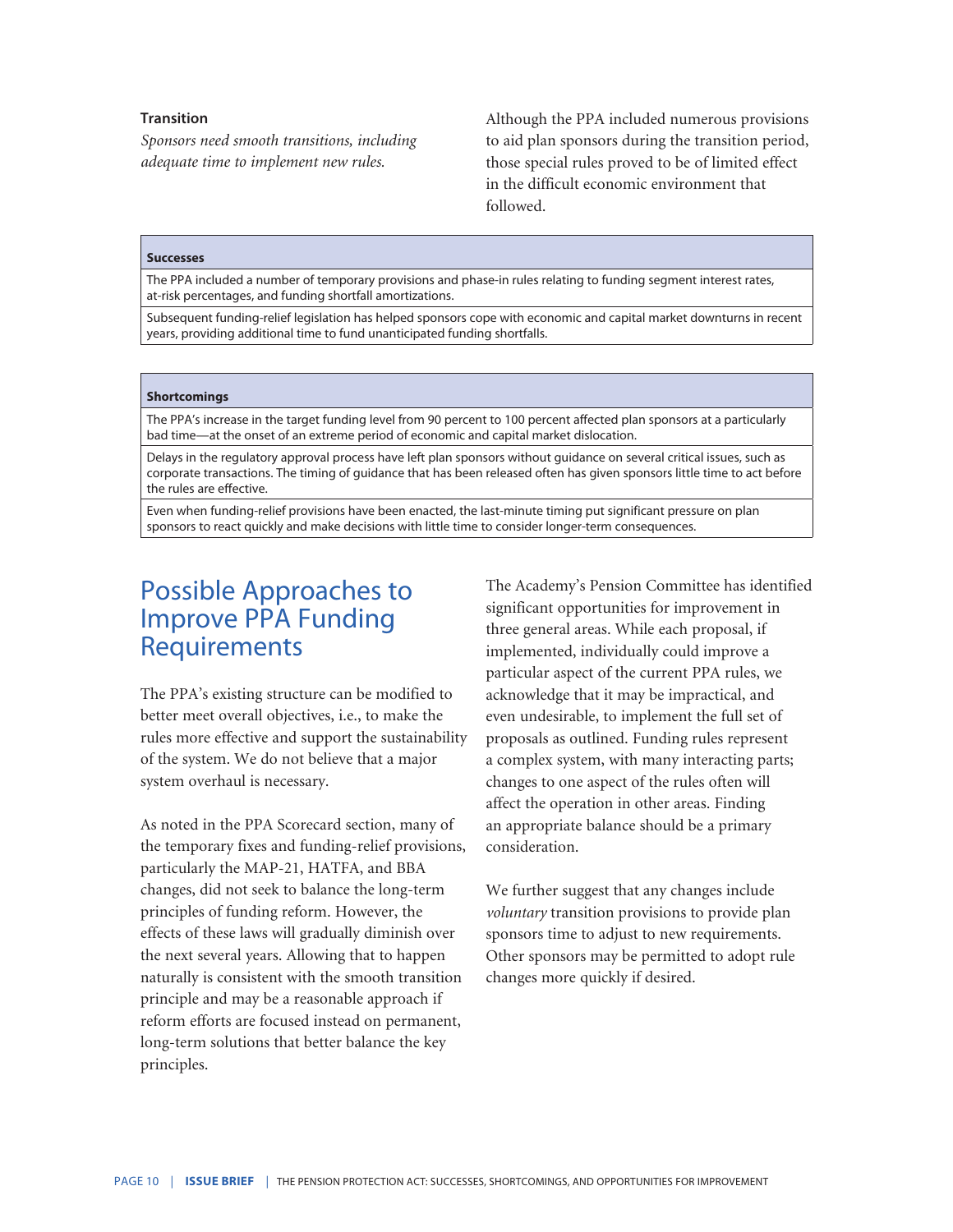### Transition

*Sponsors need smooth transitions, including adequate time to implement new rules.*

Although the PPA included numerous provisions to aid plan sponsors during the transition period, those special rules proved to be of limited effect in the difficult economic environment that followed.

| Successes |
| --- |
| The PPA included a number of temporary provisions and phase-in rules relating to funding segment interest rates, at-risk percentages, and funding shortfall amortizations. |
| Subsequent funding-relief legislation has helped sponsors cope with economic and capital market downturns in recent years, providing additional time to fund unanticipated funding shortfalls. |

| Shortcomings |
| --- |
| The PPA's increase in the target funding level from 90 percent to 100 percent affected plan sponsors at a particularly bad time—at the onset of an extreme period of economic and capital market dislocation. |
| Delays in the regulatory approval process have left plan sponsors without guidance on several critical issues, such as corporate transactions. The timing of guidance that has been released often has given sponsors little time to act before the rules are effective. |
| Even when funding-relief provisions have been enacted, the last-minute timing put significant pressure on plan sponsors to react quickly and make decisions with little time to consider longer-term consequences. |

## Possible Approaches to Improve PPA Funding Requirements

The PPA's existing structure can be modified to better meet overall objectives, i.e., to make the rules more effective and support the sustainability of the system. We do not believe that a major system overhaul is necessary.

As noted in the PPA Scorecard section, many of the temporary fixes and funding-relief provisions, particularly the MAP-21, HATFA, and BBA changes, did not seek to balance the long-term principles of funding reform. However, the effects of these laws will gradually diminish over the next several years. Allowing that to happen naturally is consistent with the smooth transition principle and may be a reasonable approach if reform efforts are focused instead on permanent, long-term solutions that better balance the key principles.

The Academy's Pension Committee has identified significant opportunities for improvement in three general areas. While each proposal, if implemented, individually could improve a particular aspect of the current PPA rules, we acknowledge that it may be impractical, and even undesirable, to implement the full set of proposals as outlined. Funding rules represent a complex system, with many interacting parts; changes to one aspect of the rules often will affect the operation in other areas. Finding an appropriate balance should be a primary consideration.

We further suggest that any changes include *voluntary* transition provisions to provide plan sponsors time to adjust to new requirements. Other sponsors may be permitted to adopt rule changes more quickly if desired.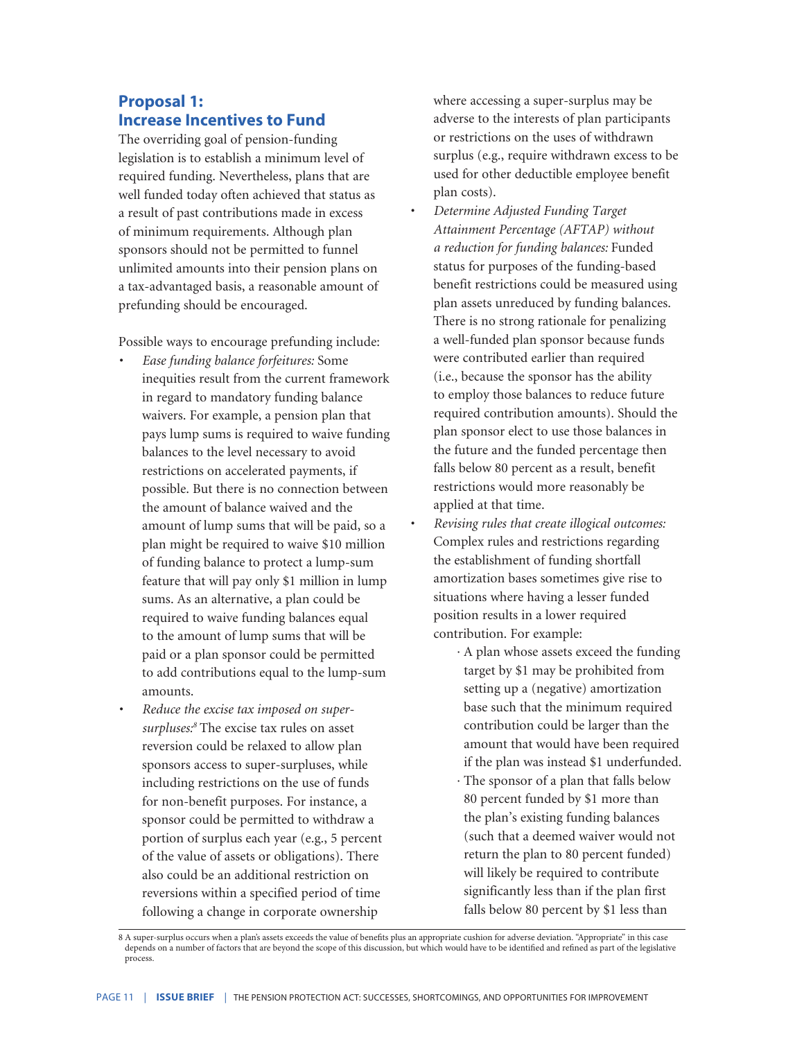## Proposal 1: Increase Incentives to Fund

The overriding goal of pension-funding legislation is to establish a minimum level of required funding. Nevertheless, plans that are well funded today often achieved that status as a result of past contributions made in excess of minimum requirements. Although plan sponsors should not be permitted to funnel unlimited amounts into their pension plans on a tax-advantaged basis, a reasonable amount of prefunding should be encouraged.

Possible ways to encourage prefunding include:

- *Ease funding balance forfeitures:* Some inequities result from the current framework in regard to mandatory funding balance waivers. For example, a pension plan that pays lump sums is required to waive funding balances to the level necessary to avoid restrictions on accelerated payments, if possible. But there is no connection between the amount of balance waived and the amount of lump sums that will be paid, so a plan might be required to waive $10 million of funding balance to protect a lump-sum feature that will pay only $1 million in lump sums. As an alternative, a plan could be required to waive funding balances equal to the amount of lump sums that will be paid or a plan sponsor could be permitted to add contributions equal to the lump-sum amounts.
- *Reduce the excise tax imposed on super-surpluses:*[8] The excise tax rules on asset reversion could be relaxed to allow plan sponsors access to super-surpluses, while including restrictions on the use of funds for non-benefit purposes. For instance, a sponsor could be permitted to withdraw a portion of surplus each year (e.g., 5 percent of the value of assets or obligations). There also could be an additional restriction on reversions within a specified period of time following a change in corporate ownership where accessing a super-surplus may be adverse to the interests of plan participants or restrictions on the uses of withdrawn surplus (e.g., require withdrawn excess to be used for other deductible employee benefit plan costs).
- *Determine Adjusted Funding Target Attainment Percentage (AFTAP) without a reduction for funding balances:* Funded status for purposes of the funding-based benefit restrictions could be measured using plan assets unreduced by funding balances. There is no strong rationale for penalizing a well-funded plan sponsor because funds were contributed earlier than required (i.e., because the sponsor has the ability to employ those balances to reduce future required contribution amounts). Should the plan sponsor elect to use those balances in the future and the funded percentage then falls below 80 percent as a result, benefit restrictions would more reasonably be applied at that time.
- *Revising rules that create illogical outcomes:* Complex rules and restrictions regarding the establishment of funding shortfall amortization bases sometimes give rise to situations where having a lesser funded position results in a lower required contribution. For example:
  - A plan whose assets exceed the funding target by $1 may be prohibited from setting up a (negative) amortization base such that the minimum required contribution could be larger than the amount that would have been required if the plan was instead $1 underfunded.
  - The sponsor of a plan that falls below 80 percent funded by $1 more than the plan's existing funding balances (such that a deemed waiver would not return the plan to 80 percent funded) will likely be required to contribute significantly less than if the plan first falls below 80 percent by $1 less than

8 A super-surplus occurs when a plan's assets exceeds the value of benefits plus an appropriate cushion for adverse deviation. "Appropriate" in this case depends on a number of factors that are beyond the scope of this discussion, but which would have to be identified and refined as part of the legislative process.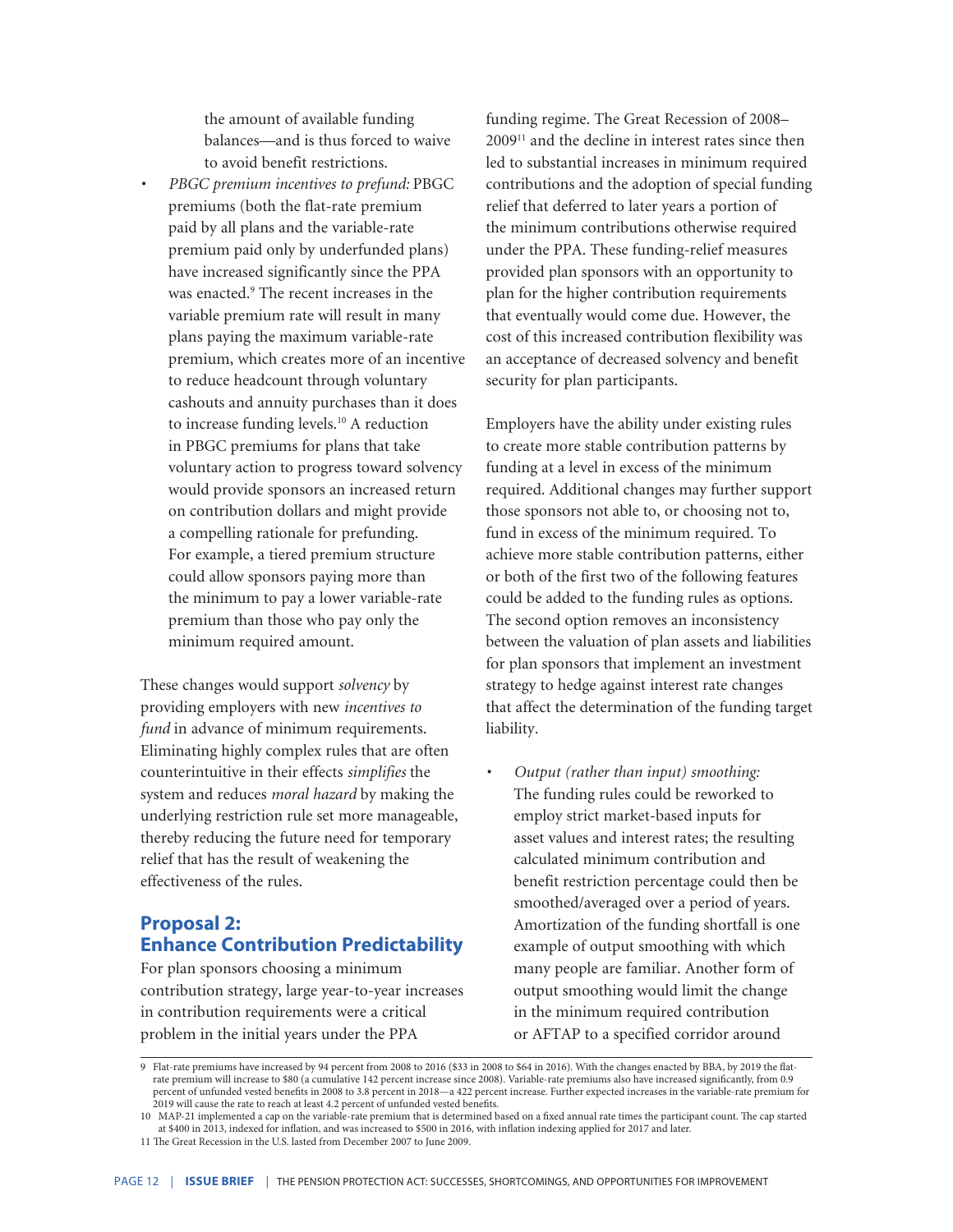the amount of available funding balances—and is thus forced to waive to avoid benefit restrictions.

- *PBGC premium incentives to prefund:* PBGC premiums (both the flat-rate premium paid by all plans and the variable-rate premium paid only by underfunded plans) have increased significantly since the PPA was enacted.[9] The recent increases in the variable premium rate will result in many plans paying the maximum variable-rate premium, which creates more of an incentive to reduce headcount through voluntary cashouts and annuity purchases than it does to increase funding levels.[10] A reduction in PBGC premiums for plans that take voluntary action to progress toward solvency would provide sponsors an increased return on contribution dollars and might provide a compelling rationale for prefunding. For example, a tiered premium structure could allow sponsors paying more than the minimum to pay a lower variable-rate premium than those who pay only the minimum required amount.

These changes would support *solvency* by providing employers with new *incentives to fund* in advance of minimum requirements. Eliminating highly complex rules that are often counterintuitive in their effects *simplifies* the system and reduces *moral hazard* by making the underlying restriction rule set more manageable, thereby reducing the future need for temporary relief that has the result of weakening the effectiveness of the rules.

## Proposal 2: Enhance Contribution Predictability

For plan sponsors choosing a minimum contribution strategy, large year-to-year increases in contribution requirements were a critical problem in the initial years under the PPA funding regime. The Great Recession of 2008–2009[11] and the decline in interest rates since then led to substantial increases in minimum required contributions and the adoption of special funding relief that deferred to later years a portion of the minimum contributions otherwise required under the PPA. These funding-relief measures provided plan sponsors with an opportunity to plan for the higher contribution requirements that eventually would come due. However, the cost of this increased contribution flexibility was an acceptance of decreased solvency and benefit security for plan participants.

Employers have the ability under existing rules to create more stable contribution patterns by funding at a level in excess of the minimum required. Additional changes may further support those sponsors not able to, or choosing not to, fund in excess of the minimum required. To achieve more stable contribution patterns, either or both of the first two of the following features could be added to the funding rules as options. The second option removes an inconsistency between the valuation of plan assets and liabilities for plan sponsors that implement an investment strategy to hedge against interest rate changes that affect the determination of the funding target liability.

- *Output (rather than input) smoothing:* The funding rules could be reworked to employ strict market-based inputs for asset values and interest rates; the resulting calculated minimum contribution and benefit restriction percentage could then be smoothed/averaged over a period of years. Amortization of the funding shortfall is one example of output smoothing with which many people are familiar. Another form of output smoothing would limit the change in the minimum required contribution or AFTAP to a specified corridor around

---

9 Flat-rate premiums have increased by 94 percent from 2008 to 2016 ($33 in 2008 to $64 in 2016). With the changes enacted by BBA, by 2019 the flat-rate premium will increase to $80 (a cumulative 142 percent increase since 2008). Variable-rate premiums also have increased significantly, from 0.9 percent of unfunded vested benefits in 2008 to 3.8 percent in 2018—a 422 percent increase. Further expected increases in the variable-rate premium for 2019 will cause the rate to reach at least 4.2 percent of unfunded vested benefits.

10 MAP-21 implemented a cap on the variable-rate premium that is determined based on a fixed annual rate times the participant count. The cap started at $400 in 2013, indexed for inflation, and was increased to $500 in 2016, with inflation indexing applied for 2017 and later.

11 The Great Recession in the U.S. lasted from December 2007 to June 2009.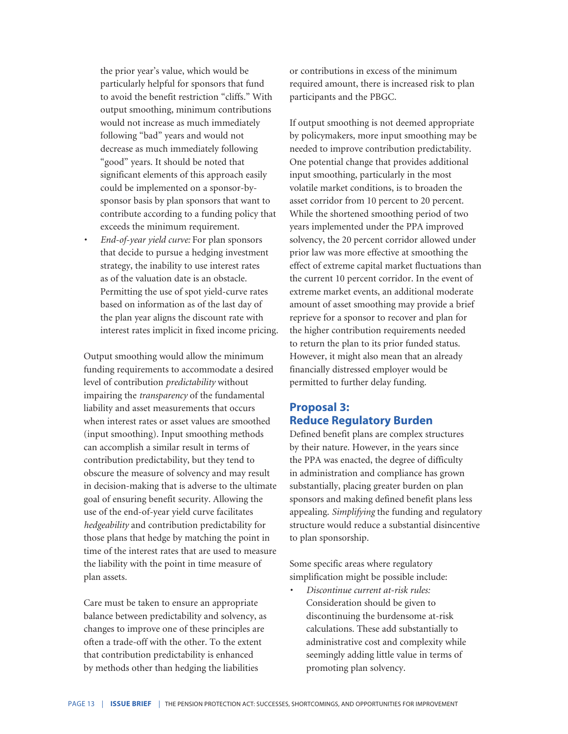the prior year's value, which would be particularly helpful for sponsors that fund to avoid the benefit restriction "cliffs." With output smoothing, minimum contributions would not increase as much immediately following "bad" years and would not decrease as much immediately following "good" years. It should be noted that significant elements of this approach easily could be implemented on a sponsor-by-sponsor basis by plan sponsors that want to contribute according to a funding policy that exceeds the minimum requirement.

- *End-of-year yield curve:* For plan sponsors that decide to pursue a hedging investment strategy, the inability to use interest rates as of the valuation date is an obstacle. Permitting the use of spot yield-curve rates based on information as of the last day of the plan year aligns the discount rate with interest rates implicit in fixed income pricing.

Output smoothing would allow the minimum funding requirements to accommodate a desired level of contribution *predictability* without impairing the *transparency* of the fundamental liability and asset measurements that occurs when interest rates or asset values are smoothed (input smoothing). Input smoothing methods can accomplish a similar result in terms of contribution predictability, but they tend to obscure the measure of solvency and may result in decision-making that is adverse to the ultimate goal of ensuring benefit security. Allowing the use of the end-of-year yield curve facilitates *hedgeability* and contribution predictability for those plans that hedge by matching the point in time of the interest rates that are used to measure the liability with the point in time measure of plan assets.

Care must be taken to ensure an appropriate balance between predictability and solvency, as changes to improve one of these principles are often a trade-off with the other. To the extent that contribution predictability is enhanced by methods other than hedging the liabilities or contributions in excess of the minimum required amount, there is increased risk to plan participants and the PBGC.

If output smoothing is not deemed appropriate by policymakers, more input smoothing may be needed to improve contribution predictability. One potential change that provides additional input smoothing, particularly in the most volatile market conditions, is to broaden the asset corridor from 10 percent to 20 percent. While the shortened smoothing period of two years implemented under the PPA improved solvency, the 20 percent corridor allowed under prior law was more effective at smoothing the effect of extreme capital market fluctuations than the current 10 percent corridor. In the event of extreme market events, an additional moderate amount of asset smoothing may provide a brief reprieve for a sponsor to recover and plan for the higher contribution requirements needed to return the plan to its prior funded status. However, it might also mean that an already financially distressed employer would be permitted to further delay funding.

## Proposal 3: Reduce Regulatory Burden

Defined benefit plans are complex structures by their nature. However, in the years since the PPA was enacted, the degree of difficulty in administration and compliance has grown substantially, placing greater burden on plan sponsors and making defined benefit plans less appealing. *Simplifying* the funding and regulatory structure would reduce a substantial disincentive to plan sponsorship.

Some specific areas where regulatory simplification might be possible include:

- *Discontinue current at-risk rules:* Consideration should be given to discontinuing the burdensome at-risk calculations. These add substantially to administrative cost and complexity while seemingly adding little value in terms of promoting plan solvency.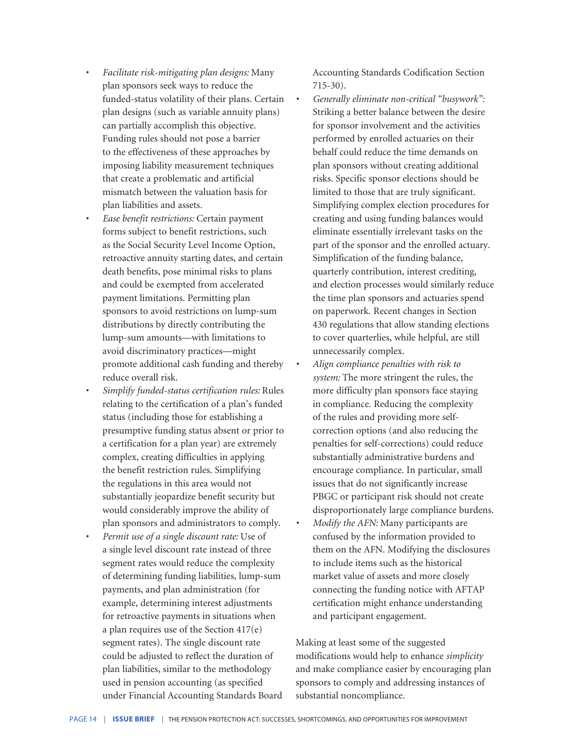- *Facilitate risk-mitigating plan designs:* Many plan sponsors seek ways to reduce the funded-status volatility of their plans. Certain plan designs (such as variable annuity plans) can partially accomplish this objective. Funding rules should not pose a barrier to the effectiveness of these approaches by imposing liability measurement techniques that create a problematic and artificial mismatch between the valuation basis for plan liabilities and assets.
- *Ease benefit restrictions:* Certain payment forms subject to benefit restrictions, such as the Social Security Level Income Option, retroactive annuity starting dates, and certain death benefits, pose minimal risks to plans and could be exempted from accelerated payment limitations. Permitting plan sponsors to avoid restrictions on lump-sum distributions by directly contributing the lump-sum amounts—with limitations to avoid discriminatory practices—might promote additional cash funding and thereby reduce overall risk.
- *Simplify funded-status certification rules:* Rules relating to the certification of a plan's funded status (including those for establishing a presumptive funding status absent or prior to a certification for a plan year) are extremely complex, creating difficulties in applying the benefit restriction rules. Simplifying the regulations in this area would not substantially jeopardize benefit security but would considerably improve the ability of plan sponsors and administrators to comply.
- *Permit use of a single discount rate:* Use of a single level discount rate instead of three segment rates would reduce the complexity of determining funding liabilities, lump-sum payments, and plan administration (for example, determining interest adjustments for retroactive payments in situations when a plan requires use of the Section 417(e) segment rates). The single discount rate could be adjusted to reflect the duration of plan liabilities, similar to the methodology used in pension accounting (as specified under Financial Accounting Standards Board Accounting Standards Codification Section 715-30).
- *Generally eliminate non-critical "busywork":* Striking a better balance between the desire for sponsor involvement and the activities performed by enrolled actuaries on their behalf could reduce the time demands on plan sponsors without creating additional risks. Specific sponsor elections should be limited to those that are truly significant. Simplifying complex election procedures for creating and using funding balances would eliminate essentially irrelevant tasks on the part of the sponsor and the enrolled actuary. Simplification of the funding balance, quarterly contribution, interest crediting, and election processes would similarly reduce the time plan sponsors and actuaries spend on paperwork. Recent changes in Section 430 regulations that allow standing elections to cover quarterlies, while helpful, are still unnecessarily complex.
- *Align compliance penalties with risk to system:* The more stringent the rules, the more difficulty plan sponsors face staying in compliance. Reducing the complexity of the rules and providing more self-correction options (and also reducing the penalties for self-corrections) could reduce substantially administrative burdens and encourage compliance. In particular, small issues that do not significantly increase PBGC or participant risk should not create disproportionately large compliance burdens.
- *Modify the AFN:* Many participants are confused by the information provided to them on the AFN. Modifying the disclosures to include items such as the historical market value of assets and more closely connecting the funding notice with AFTAP certification might enhance understanding and participant engagement.

Making at least some of the suggested modifications would help to enhance *simplicity* and make compliance easier by encouraging plan sponsors to comply and addressing instances of substantial noncompliance.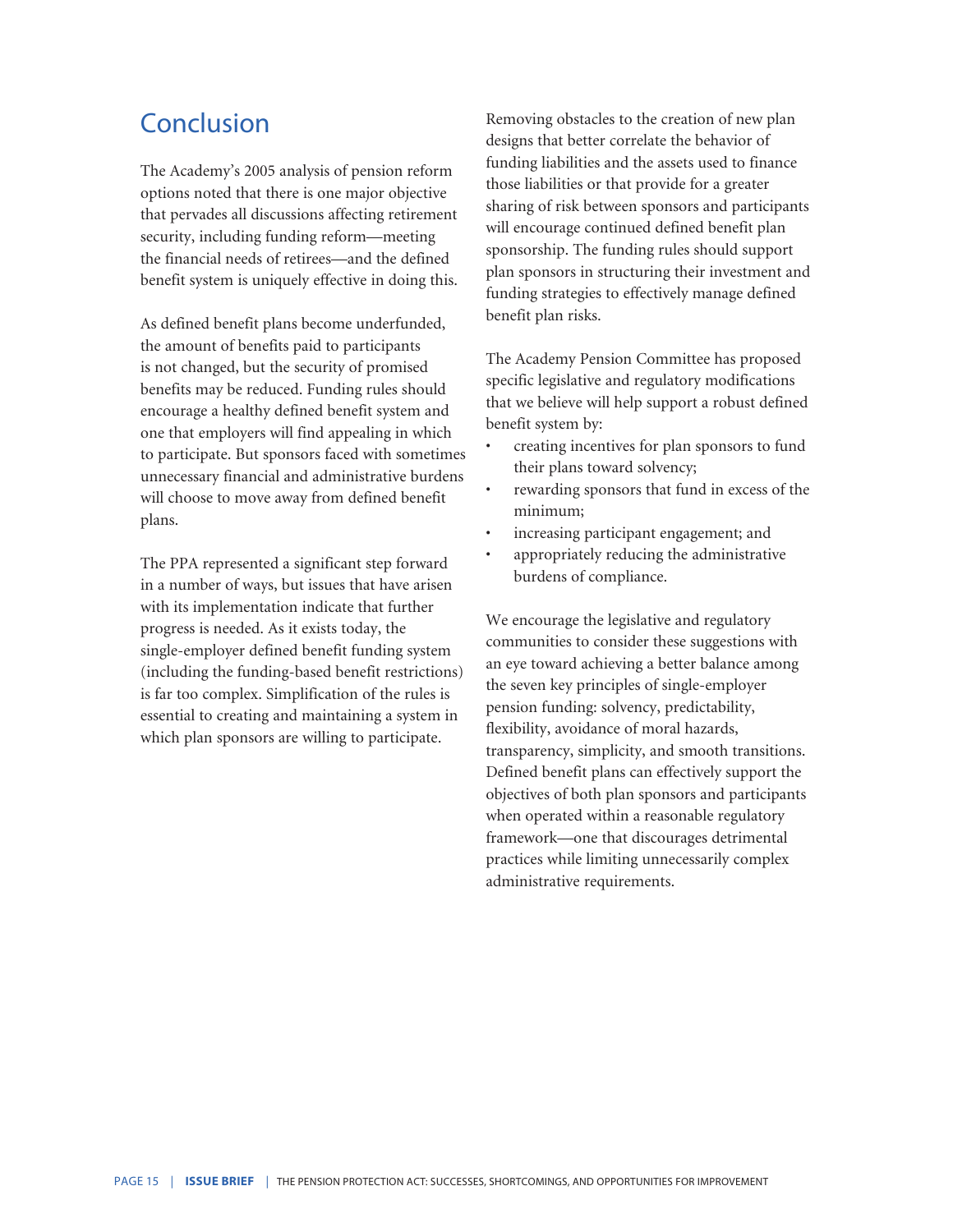## Conclusion

The Academy's 2005 analysis of pension reform options noted that there is one major objective that pervades all discussions affecting retirement security, including funding reform—meeting the financial needs of retirees—and the defined benefit system is uniquely effective in doing this.

As defined benefit plans become underfunded, the amount of benefits paid to participants is not changed, but the security of promised benefits may be reduced. Funding rules should encourage a healthy defined benefit system and one that employers will find appealing in which to participate. But sponsors faced with sometimes unnecessary financial and administrative burdens will choose to move away from defined benefit plans.

The PPA represented a significant step forward in a number of ways, but issues that have arisen with its implementation indicate that further progress is needed. As it exists today, the single-employer defined benefit funding system (including the funding-based benefit restrictions) is far too complex. Simplification of the rules is essential to creating and maintaining a system in which plan sponsors are willing to participate.

Removing obstacles to the creation of new plan designs that better correlate the behavior of funding liabilities and the assets used to finance those liabilities or that provide for a greater sharing of risk between sponsors and participants will encourage continued defined benefit plan sponsorship. The funding rules should support plan sponsors in structuring their investment and funding strategies to effectively manage defined benefit plan risks.

The Academy Pension Committee has proposed specific legislative and regulatory modifications that we believe will help support a robust defined benefit system by:

- creating incentives for plan sponsors to fund their plans toward solvency;
- rewarding sponsors that fund in excess of the minimum;
- increasing participant engagement; and
- appropriately reducing the administrative burdens of compliance.

We encourage the legislative and regulatory communities to consider these suggestions with an eye toward achieving a better balance among the seven key principles of single-employer pension funding: solvency, predictability, flexibility, avoidance of moral hazards, transparency, simplicity, and smooth transitions. Defined benefit plans can effectively support the objectives of both plan sponsors and participants when operated within a reasonable regulatory framework—one that discourages detrimental practices while limiting unnecessarily complex administrative requirements.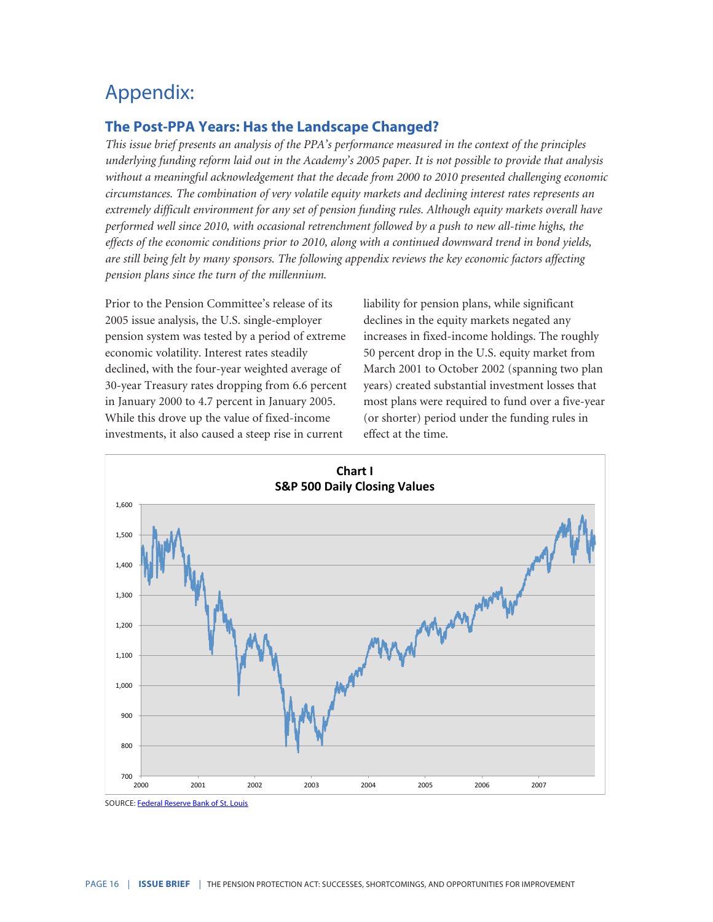# Appendix:

## The Post-PPA Years: Has the Landscape Changed?

*This issue brief presents an analysis of the PPA's performance measured in the context of the principles underlying funding reform laid out in the Academy's 2005 paper. It is not possible to provide that analysis without a meaningful acknowledgement that the decade from 2000 to 2010 presented challenging economic circumstances. The combination of very volatile equity markets and declining interest rates represents an extremely difficult environment for any set of pension funding rules. Although equity markets overall have performed well since 2010, with occasional retrenchment followed by a push to new all-time highs, the effects of the economic conditions prior to 2010, along with a continued downward trend in bond yields, are still being felt by many sponsors. The following appendix reviews the key economic factors affecting pension plans since the turn of the millennium.*

Prior to the Pension Committee's release of its 2005 issue analysis, the U.S. single-employer pension system was tested by a period of extreme economic volatility. Interest rates steadily declined, with the four-year weighted average of 30-year Treasury rates dropping from 6.6 percent in January 2000 to 4.7 percent in January 2005. While this drove up the value of fixed-income investments, it also caused a steep rise in current liability for pension plans, while significant declines in the equity markets negated any increases in fixed-income holdings. The roughly 50 percent drop in the U.S. equity market from March 2001 to October 2002 (spanning two plan years) created substantial investment losses that most plans were required to fund over a five-year (or shorter) period under the funding rules in effect at the time.

**Chart I**
**S&P 500 Daily Closing Values**

SOURCE: Federal Reserve Bank of St. Louis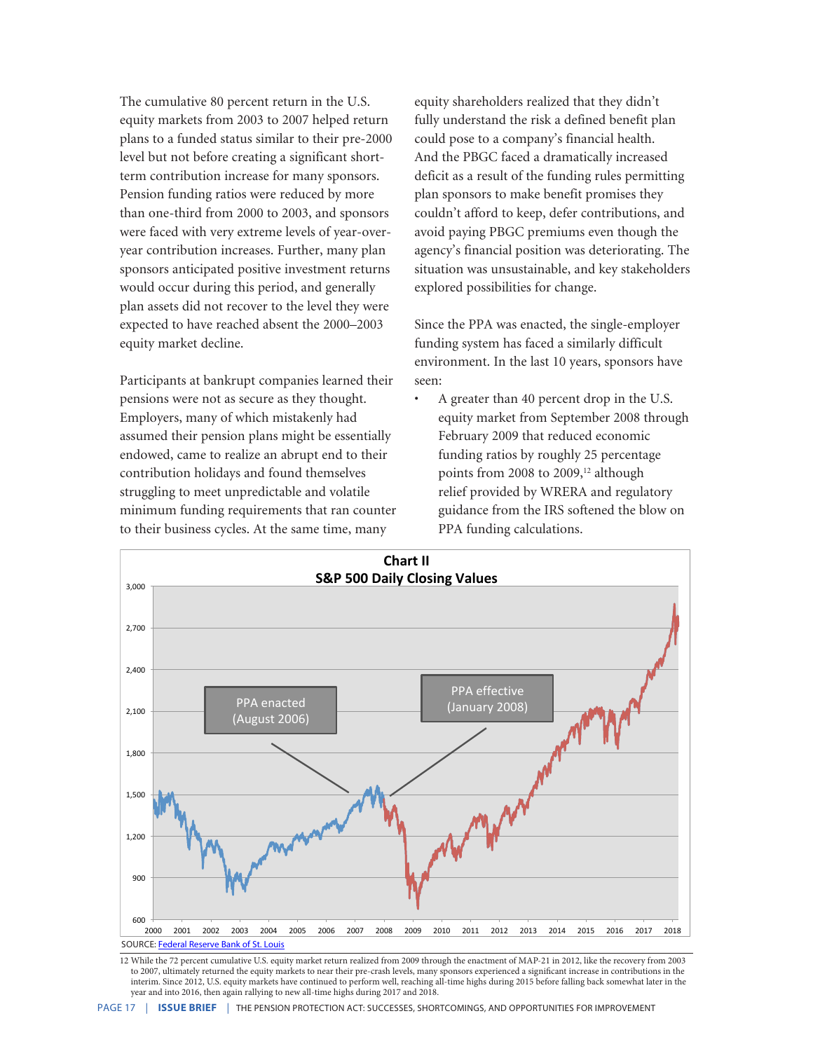The cumulative 80 percent return in the U.S. equity markets from 2003 to 2007 helped return plans to a funded status similar to their pre-2000 level but not before creating a significant short-term contribution increase for many sponsors. Pension funding ratios were reduced by more than one-third from 2000 to 2003, and sponsors were faced with very extreme levels of year-over-year contribution increases. Further, many plan sponsors anticipated positive investment returns would occur during this period, and generally plan assets did not recover to the level they were expected to have reached absent the 2000–2003 equity market decline.

Participants at bankrupt companies learned their pensions were not as secure as they thought. Employers, many of which mistakenly had assumed their pension plans might be essentially endowed, came to realize an abrupt end to their contribution holidays and found themselves struggling to meet unpredictable and volatile minimum funding requirements that ran counter to their business cycles. At the same time, many equity shareholders realized that they didn't fully understand the risk a defined benefit plan could pose to a company's financial health. And the PBGC faced a dramatically increased deficit as a result of the funding rules permitting plan sponsors to make benefit promises they couldn't afford to keep, defer contributions, and avoid paying PBGC premiums even though the agency's financial position was deteriorating. The situation was unsustainable, and key stakeholders explored possibilities for change.

Since the PPA was enacted, the single-employer funding system has faced a similarly difficult environment. In the last 10 years, sponsors have seen:

- A greater than 40 percent drop in the U.S. equity market from September 2008 through February 2009 that reduced economic funding ratios by roughly 25 percentage points from 2008 to 2009,[12] although relief provided by WRERA and regulatory guidance from the IRS softened the blow on PPA funding calculations.

**Chart II**
**S&P 500 Daily Closing Values**

SOURCE: Federal Reserve Bank of St. Louis

12 While the 72 percent cumulative U.S. equity market return realized from 2009 through the enactment of MAP-21 in 2012, like the recovery from 2003 to 2007, ultimately returned the equity markets to near their pre-crash levels, many sponsors experienced a significant increase in contributions in the interim. Since 2012, U.S. equity markets have continued to perform well, reaching all-time highs during 2015 before falling back somewhat later in the year and into 2016, then again rallying to new all-time highs during 2017 and 2018.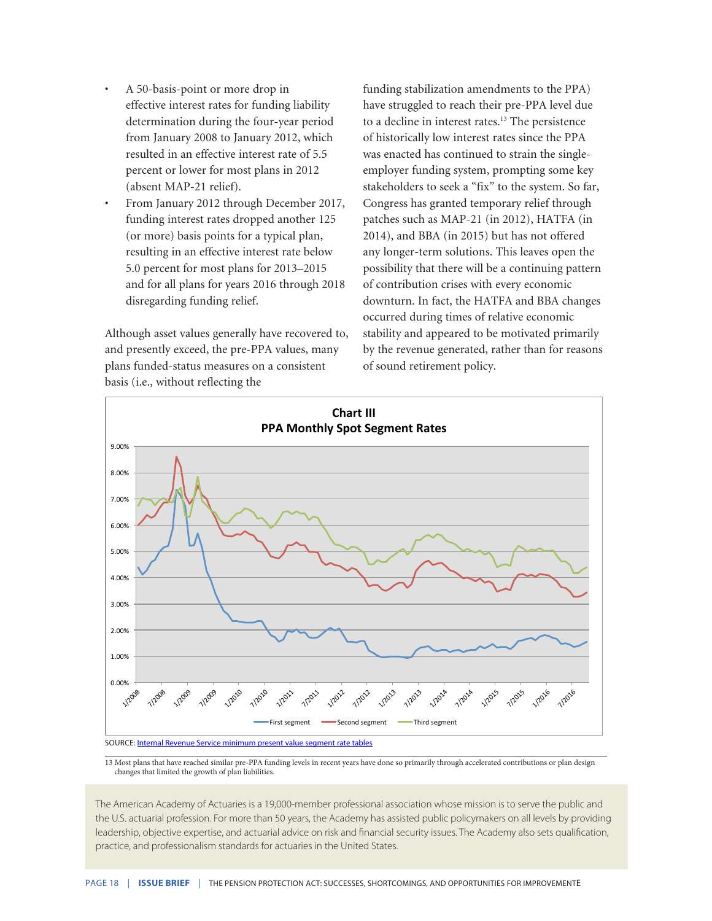- A 50-basis-point or more drop in effective interest rates for funding liability determination during the four-year period from January 2008 to January 2012, which resulted in an effective interest rate of 5.5 percent or lower for most plans in 2012 (absent MAP-21 relief).
- From January 2012 through December 2017, funding interest rates dropped another 125 (or more) basis points for a typical plan, resulting in an effective interest rate below 5.0 percent for most plans for 2013–2015 and for all plans for years 2016 through 2018 disregarding funding relief.

Although asset values generally have recovered to, and presently exceed, the pre-PPA values, many plans funded-status measures on a consistent basis (i.e., without reflecting the funding stabilization amendments to the PPA) have struggled to reach their pre-PPA level due to a decline in interest rates.[13] The persistence of historically low interest rates since the PPA was enacted has continued to strain the single-employer funding system, prompting some key stakeholders to seek a "fix" to the system. So far, Congress has granted temporary relief through patches such as MAP-21 (in 2012), HATFA (in 2014), and BBA (in 2015) but has not offered any longer-term solutions. This leaves open the possibility that there will be a continuing pattern of contribution crises with every economic downturn. In fact, the HATFA and BBA changes occurred during times of relative economic stability and appeared to be motivated primarily by the revenue generated, rather than for reasons of sound retirement policy.

**Chart III**
**PPA Monthly Spot Segment Rates**

9.00%
8.00%
7.00%
6.00%
5.00%
4.00%
3.00%
2.00%
1.00%
0.00%

1/2008, 7/2008, 1/2009, 7/2009, 1/2010, 7/2010, 1/2011, 7/2011, 1/2012, 7/2012, 1/2013, 7/2013, 1/2014, 7/2014, 1/2015, 7/2015, 1/2016, 7/2016

First segment, Second segment, Third segment

SOURCE: Internal Revenue Service minimum present value segment rate tables

13 Most plans that have reached similar pre-PPA funding levels in recent years have done so primarily through accelerated contributions or plan design changes that limited the growth of plan liabilities.

The American Academy of Actuaries is a 19,000-member professional association whose mission is to serve the public and the U.S. actuarial profession. For more than 50 years, the Academy has assisted public policymakers on all levels by providing leadership, objective expertise, and actuarial advice on risk and financial security issues. The Academy also sets qualification, practice, and professionalism standards for actuaries in the United States.